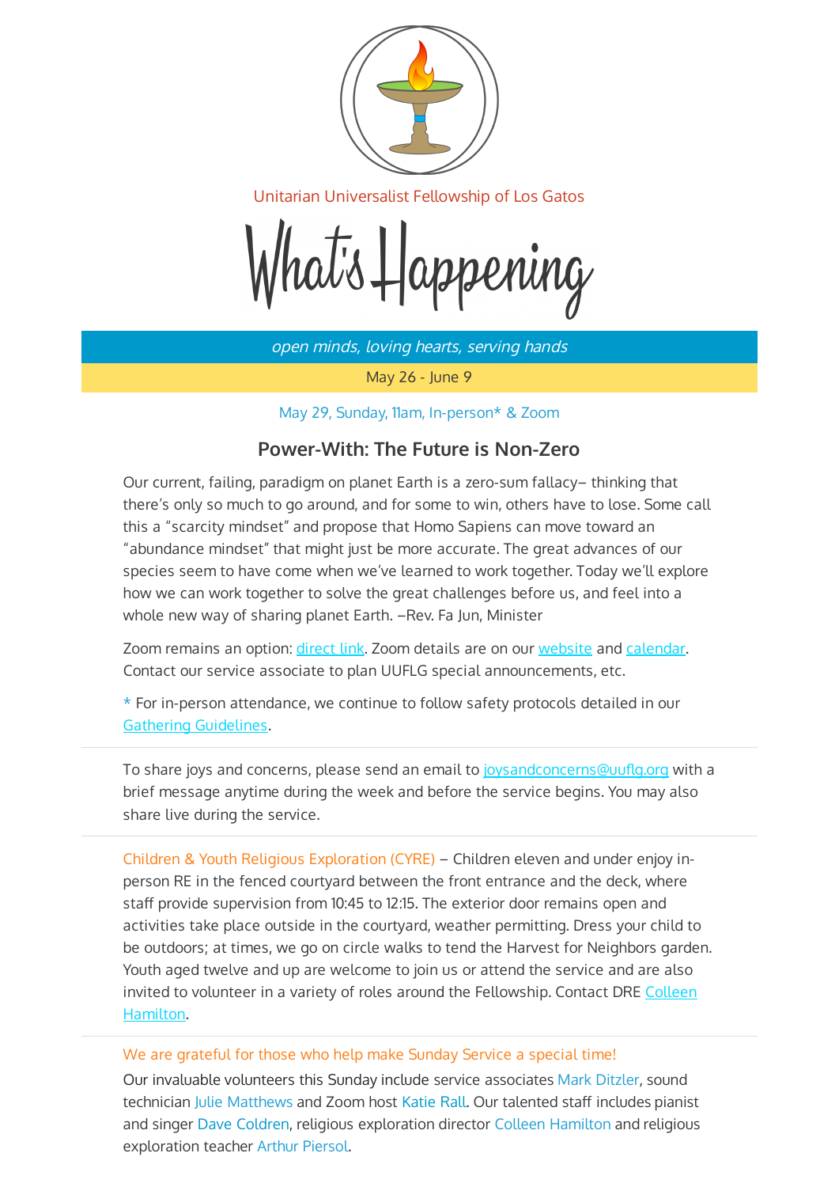Unitarian Universalist Fellowship of Los Gatos

# What's Happening

*open minds, loving hearts, serving hands*

May 26 - June 9

May 29, Sunday, 11am, In-person* & Zoom

## Power-With: The Future is Non-Zero

Our current, failing, paradigm on planet Earth is a zero-sum fallacy– thinking that there's only so much to go around, and for some to win, others have to lose. Some call this a "scarcity mindset" and propose that Homo Sapiens can move toward an "abundance mindset" that might just be more accurate. The great advances of our species seem to have come when we've learned to work together. Today we'll explore how we can work together to solve the great challenges before us, and feel into a whole new way of sharing planet Earth. –Rev. Fa Jun, Minister

Zoom remains an option: direct link. Zoom details are on our website and calendar. Contact our service associate to plan UUFLG special announcements, etc.

* For in-person attendance, we continue to follow safety protocols detailed in our Gathering Guidelines.

---

To share joys and concerns, please send an email to joysandconcerns@uuflg.org with a brief message anytime during the week and before the service begins. You may also share live during the service.

---

Children & Youth Religious Exploration (CYRE) – Children eleven and under enjoy in-person RE in the fenced courtyard between the front entrance and the deck, where staff provide supervision from 10:45 to 12:15. The exterior door remains open and activities take place outside in the courtyard, weather permitting. Dress your child to be outdoors; at times, we go on circle walks to tend the Harvest for Neighbors garden. Youth aged twelve and up are welcome to join us or attend the service and are also invited to volunteer in a variety of roles around the Fellowship. Contact DRE Colleen Hamilton.

---

We are grateful for those who help make Sunday Service a special time!

Our invaluable volunteers this Sunday include service associates Mark Ditzler, sound technician Julie Matthews and Zoom host Katie Rall. Our talented staff includes pianist and singer Dave Coldren, religious exploration director Colleen Hamilton and religious exploration teacher Arthur Piersol.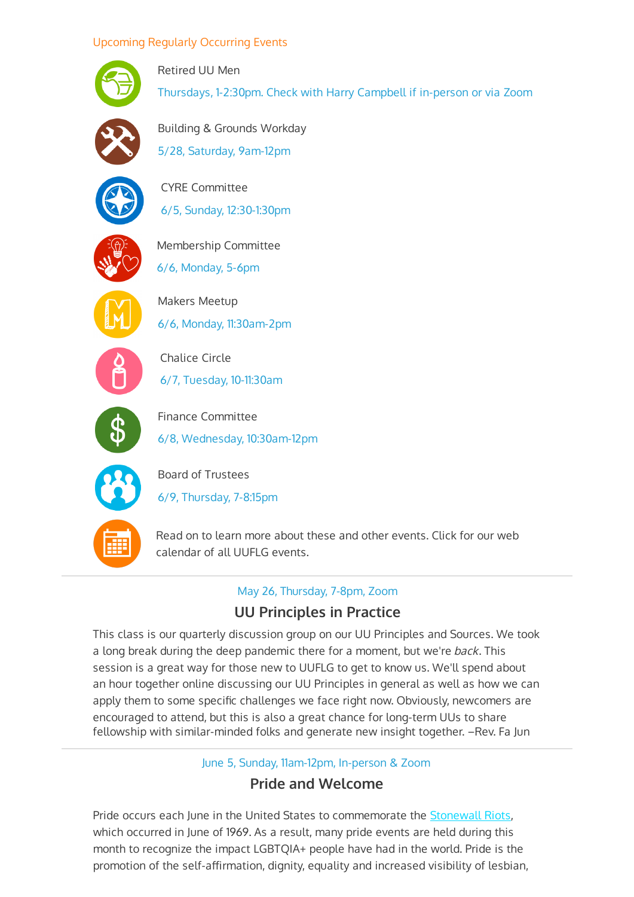Upcoming Regularly Occurring Events

Retired UU Men

Thursdays, 1-2:30pm. Check with Harry Campbell if in-person or via Zoom

Building & Grounds Workday

5/28, Saturday, 9am-12pm

CYRE Committee

6/5, Sunday, 12:30-1:30pm

Membership Committee

6/6, Monday, 5-6pm

Makers Meetup

6/6, Monday, 11:30am-2pm

Chalice Circle

6/7, Tuesday, 10-11:30am

Finance Committee

6/8, Wednesday, 10:30am-12pm

Board of Trustees

6/9, Thursday, 7-8:15pm

Read on to learn more about these and other events. Click for our web calendar of all UUFLG events.

---

May 26, Thursday, 7-8pm, Zoom

## UU Principles in Practice

This class is our quarterly discussion group on our UU Principles and Sources. We took a long break during the deep pandemic there for a moment, but we're *back*. This session is a great way for those new to UUFLG to get to know us. We'll spend about an hour together online discussing our UU Principles in general as well as how we can apply them to some specific challenges we face right now. Obviously, newcomers are encouraged to attend, but this is also a great chance for long-term UUs to share fellowship with similar-minded folks and generate new insight together. –Rev. Fa Jun

---

June 5, Sunday, 11am-12pm, In-person & Zoom

## Pride and Welcome

Pride occurs each June in the United States to commemorate the Stonewall Riots, which occurred in June of 1969. As a result, many pride events are held during this month to recognize the impact LGBTQIA+ people have had in the world. Pride is the promotion of the self-affirmation, dignity, equality and increased visibility of lesbian,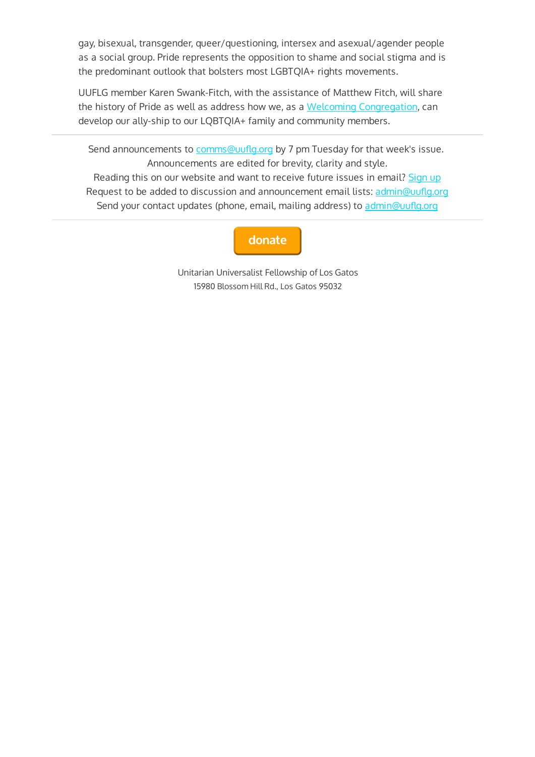gay, bisexual, transgender, queer/questioning, intersex and asexual/agender people as a social group. Pride represents the opposition to shame and social stigma and is the predominant outlook that bolsters most LGBTQIA+ rights movements.

UUFLG member Karen Swank-Fitch, with the assistance of Matthew Fitch, will share the history of Pride as well as address how we, as a Welcoming Congregation, can develop our ally-ship to our LQBTQIA+ family and community members.

---

Send announcements to comms@uuflg.org by 7 pm Tuesday for that week's issue.
Announcements are edited for brevity, clarity and style.
Reading this on our website and want to receive future issues in email? Sign up
Request to be added to discussion and announcement email lists: admin@uuflg.org
Send your contact updates (phone, email, mailing address) to admin@uuflg.org

---

donate

Unitarian Universalist Fellowship of Los Gatos
15980 Blossom Hill Rd., Los Gatos 95032